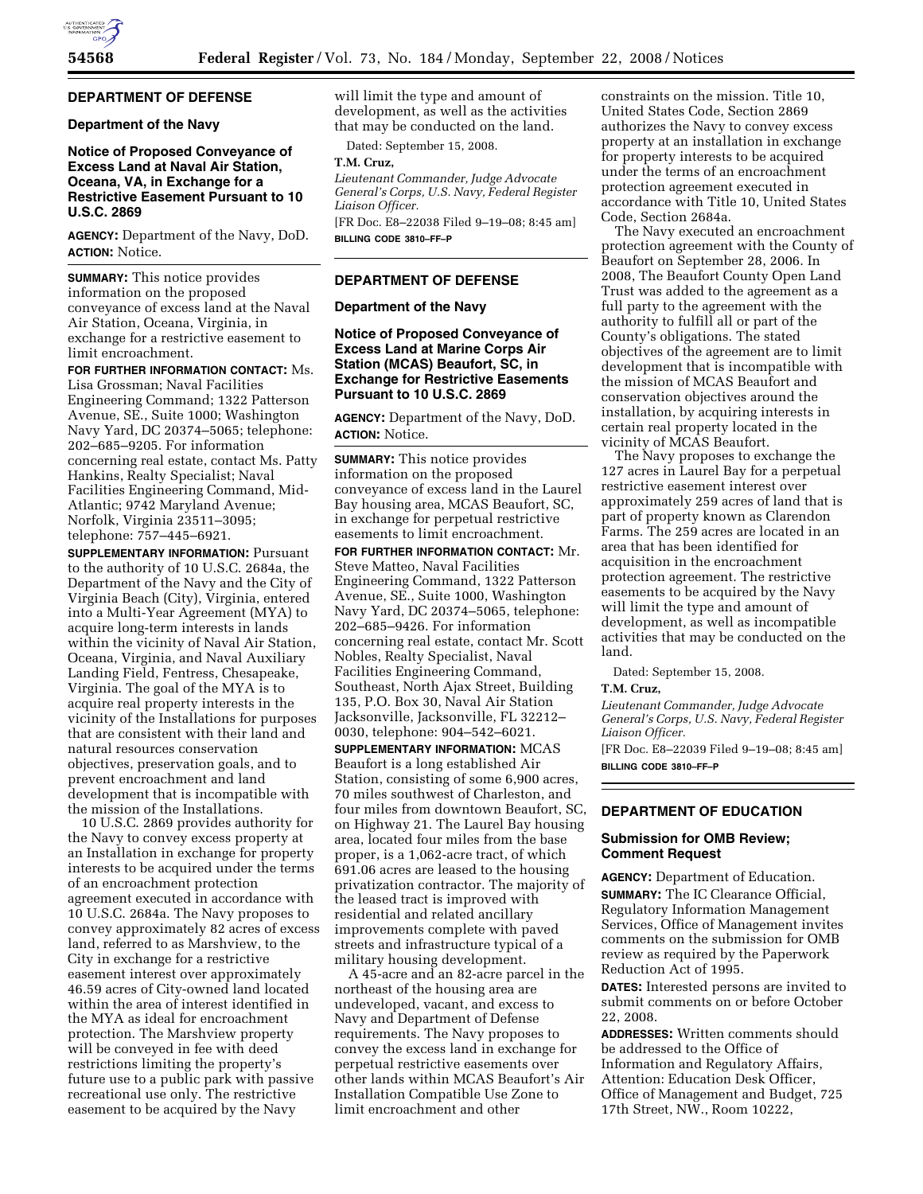## DEPARTMENT OF DEFENSE

### Department of the Navy

### Notice of Proposed Conveyance of Excess Land at Naval Air Station, Oceana, VA, in Exchange for a Restrictive Easement Pursuant to 10 U.S.C. 2869

**AGENCY:** Department of the Navy, DoD.

**ACTION:** Notice.

**SUMMARY:** This notice provides information on the proposed conveyance of excess land at the Naval Air Station, Oceana, Virginia, in exchange for a restrictive easement to limit encroachment.

**FOR FURTHER INFORMATION CONTACT:** Ms. Lisa Grossman; Naval Facilities Engineering Command; 1322 Patterson Avenue, SE., Suite 1000; Washington Navy Yard, DC 20374–5065; telephone: 202–685–9205. For information concerning real estate, contact Ms. Patty Hankins, Realty Specialist; Naval Facilities Engineering Command, Mid-Atlantic; 9742 Maryland Avenue; Norfolk, Virginia 23511–3095; telephone: 757–445–6921.

**SUPPLEMENTARY INFORMATION:** Pursuant to the authority of 10 U.S.C. 2684a, the Department of the Navy and the City of Virginia Beach (City), Virginia, entered into a Multi-Year Agreement (MYA) to acquire long-term interests in lands within the vicinity of Naval Air Station, Oceana, Virginia, and Naval Auxiliary Landing Field, Fentress, Chesapeake, Virginia. The goal of the MYA is to acquire real property interests in the vicinity of the Installations for purposes that are consistent with their land and natural resources conservation objectives, preservation goals, and to prevent encroachment and land development that is incompatible with the mission of the Installations.

10 U.S.C. 2869 provides authority for the Navy to convey excess property at an Installation in exchange for property interests to be acquired under the terms of an encroachment protection agreement executed in accordance with 10 U.S.C. 2684a. The Navy proposes to convey approximately 82 acres of excess land, referred to as Marshview, to the City in exchange for a restrictive easement interest over approximately 46.59 acres of City-owned land located within the area of interest identified in the MYA as ideal for encroachment protection. The Marshview property will be conveyed in fee with deed restrictions limiting the property's future use to a public park with passive recreational use only. The restrictive easement to be acquired by the Navy will limit the type and amount of development, as well as the activities that may be conducted on the land.

Dated: September 15, 2008.

**T.M. Cruz,**

*Lieutenant Commander, Judge Advocate General's Corps, U.S. Navy, Federal Register Liaison Officer.*

[FR Doc. E8–22038 Filed 9–19–08; 8:45 am]

**BILLING CODE 3810–FF–P**

## DEPARTMENT OF DEFENSE

### Department of the Navy

### Notice of Proposed Conveyance of Excess Land at Marine Corps Air Station (MCAS) Beaufort, SC, in Exchange for Restrictive Easements Pursuant to 10 U.S.C. 2869

**AGENCY:** Department of the Navy, DoD.

**ACTION:** Notice.

**SUMMARY:** This notice provides information on the proposed conveyance of excess land in the Laurel Bay housing area, MCAS Beaufort, SC, in exchange for perpetual restrictive easements to limit encroachment.

**FOR FURTHER INFORMATION CONTACT:** Mr. Steve Matteo, Naval Facilities Engineering Command, 1322 Patterson Avenue, SE., Suite 1000, Washington Navy Yard, DC 20374–5065, telephone: 202–685–9426. For information concerning real estate, contact Mr. Scott Nobles, Realty Specialist, Naval Facilities Engineering Command, Southeast, North Ajax Street, Building 135, P.O. Box 30, Naval Air Station Jacksonville, Jacksonville, FL 32212–0030, telephone: 904–542–6021.

**SUPPLEMENTARY INFORMATION:** MCAS Beaufort is a long established Air Station, consisting of some 6,900 acres, 70 miles southwest of Charleston, and four miles from downtown Beaufort, SC, on Highway 21. The Laurel Bay housing area, located four miles from the base proper, is a 1,062-acre tract, of which 691.06 acres are leased to the housing privatization contractor. The majority of the leased tract is improved with residential and related ancillary improvements complete with paved streets and infrastructure typical of a military housing development.

A 45-acre and an 82-acre parcel in the northeast of the housing area are undeveloped, vacant, and excess to Navy and Department of Defense requirements. The Navy proposes to convey the excess land in exchange for perpetual restrictive easements over other lands within MCAS Beaufort's Air Installation Compatible Use Zone to limit encroachment and other constraints on the mission. Title 10, United States Code, Section 2869 authorizes the Navy to convey excess property at an installation in exchange for property interests to be acquired under the terms of an encroachment protection agreement executed in accordance with Title 10, United States Code, Section 2684a.

The Navy executed an encroachment protection agreement with the County of Beaufort on September 28, 2006. In 2008, The Beaufort County Open Land Trust was added to the agreement as a full party to the agreement with the authority to fulfill all or part of the County's obligations. The stated objectives of the agreement are to limit development that is incompatible with the mission of MCAS Beaufort and conservation objectives around the installation, by acquiring interests in certain real property located in the vicinity of MCAS Beaufort.

The Navy proposes to exchange the 127 acres in Laurel Bay for a perpetual restrictive easement interest over approximately 259 acres of land that is part of property known as Clarendon Farms. The 259 acres are located in an area that has been identified for acquisition in the encroachment protection agreement. The restrictive easements to be acquired by the Navy will limit the type and amount of development, as well as incompatible activities that may be conducted on the land.

Dated: September 15, 2008.

**T.M. Cruz,**

*Lieutenant Commander, Judge Advocate General's Corps, U.S. Navy, Federal Register Liaison Officer.*

[FR Doc. E8–22039 Filed 9–19–08; 8:45 am]

**BILLING CODE 3810–FF–P**

## DEPARTMENT OF EDUCATION

### Submission for OMB Review; Comment Request

**AGENCY:** Department of Education.

**SUMMARY:** The IC Clearance Official, Regulatory Information Management Services, Office of Management invites comments on the submission for OMB review as required by the Paperwork Reduction Act of 1995.

**DATES:** Interested persons are invited to submit comments on or before October 22, 2008.

**ADDRESSES:** Written comments should be addressed to the Office of Information and Regulatory Affairs, Attention: Education Desk Officer, Office of Management and Budget, 725 17th Street, NW., Room 10222,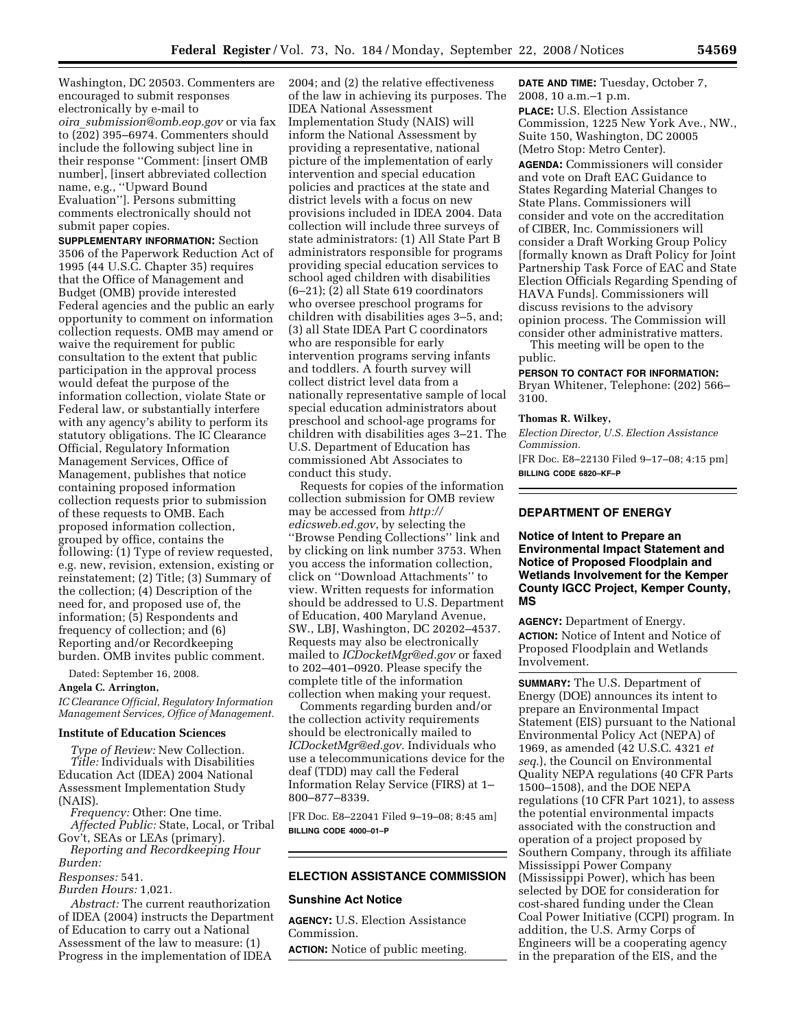Washington, DC 20503. Commenters are encouraged to submit responses electronically by e-mail to *oira_submission@omb.eop.gov* or via fax to (202) 395–6974. Commenters should include the following subject line in their response ''Comment: [insert OMB number], [insert abbreviated collection name, e.g., ''Upward Bound Evaluation'']. Persons submitting comments electronically should not submit paper copies.

**SUPPLEMENTARY INFORMATION:** Section 3506 of the Paperwork Reduction Act of 1995 (44 U.S.C. Chapter 35) requires that the Office of Management and Budget (OMB) provide interested Federal agencies and the public an early opportunity to comment on information collection requests. OMB may amend or waive the requirement for public consultation to the extent that public participation in the approval process would defeat the purpose of the information collection, violate State or Federal law, or substantially interfere with any agency's ability to perform its statutory obligations. The IC Clearance Official, Regulatory Information Management Services, Office of Management, publishes that notice containing proposed information collection requests prior to submission of these requests to OMB. Each proposed information collection, grouped by office, contains the following: (1) Type of review requested, e.g. new, revision, extension, existing or reinstatement; (2) Title; (3) Summary of the collection; (4) Description of the need for, and proposed use of, the information; (5) Respondents and frequency of collection; and (6) Reporting and/or Recordkeeping burden. OMB invites public comment.

Dated: September 16, 2008.

**Angela C. Arrington,**

*IC Clearance Official, Regulatory Information Management Services, Office of Management.*

**Institute of Education Sciences**

*Type of Review:* New Collection.

*Title:* Individuals with Disabilities Education Act (IDEA) 2004 National Assessment Implementation Study (NAIS).

*Frequency:* Other: One time.

*Affected Public:* State, Local, or Tribal Gov't, SEAs or LEAs (primary).

*Reporting and Recordkeeping Hour Burden:*

*Responses:* 541.

*Burden Hours:* 1,021.

*Abstract:* The current reauthorization of IDEA (2004) instructs the Department of Education to carry out a National Assessment of the law to measure: (1) Progress in the implementation of IDEA 2004; and (2) the relative effectiveness of the law in achieving its purposes. The IDEA National Assessment Implementation Study (NAIS) will inform the National Assessment by providing a representative, national picture of the implementation of early intervention and special education policies and practices at the state and district levels with a focus on new provisions included in IDEA 2004. Data collection will include three surveys of state administrators: (1) All State Part B administrators responsible for programs providing special education services to school aged children with disabilities (6–21); (2) all State 619 coordinators who oversee preschool programs for children with disabilities ages 3–5, and; (3) all State IDEA Part C coordinators who are responsible for early intervention programs serving infants and toddlers. A fourth survey will collect district level data from a nationally representative sample of local special education administrators about preschool and school-age programs for children with disabilities ages 3–21. The U.S. Department of Education has commissioned Abt Associates to conduct this study.

Requests for copies of the information collection submission for OMB review may be accessed from *http://edicsweb.ed.gov,* by selecting the ''Browse Pending Collections'' link and by clicking on link number 3753. When you access the information collection, click on ''Download Attachments'' to view. Written requests for information should be addressed to U.S. Department of Education, 400 Maryland Avenue, SW., LBJ, Washington, DC 20202–4537. Requests may also be electronically mailed to *ICDocketMgr@ed.gov* or faxed to 202–401–0920. Please specify the complete title of the information collection when making your request.

Comments regarding burden and/or the collection activity requirements should be electronically mailed to *ICDocketMgr@ed.gov*. Individuals who use a telecommunications device for the deaf (TDD) may call the Federal Information Relay Service (FIRS) at 1–800–877–8339.

[FR Doc. E8–22041 Filed 9–19–08; 8:45 am]

**BILLING CODE 4000–01–P**

## ELECTION ASSISTANCE COMMISSION

### Sunshine Act Notice

**AGENCY:** U.S. Election Assistance Commission.

**ACTION:** Notice of public meeting.

**DATE AND TIME:** Tuesday, October 7, 2008, 10 a.m.–1 p.m.

**PLACE:** U.S. Election Assistance Commission, 1225 New York Ave., NW., Suite 150, Washington, DC 20005 (Metro Stop: Metro Center).

**AGENDA:** Commissioners will consider and vote on Draft EAC Guidance to States Regarding Material Changes to State Plans. Commissioners will consider and vote on the accreditation of CIBER, Inc. Commissioners will consider a Draft Working Group Policy [formally known as Draft Policy for Joint Partnership Task Force of EAC and State Election Officials Regarding Spending of HAVA Funds]. Commissioners will discuss revisions to the advisory opinion process. The Commission will consider other administrative matters.

This meeting will be open to the public.

**PERSON TO CONTACT FOR INFORMATION:** Bryan Whitener, Telephone: (202) 566–3100.

**Thomas R. Wilkey,**

*Election Director, U.S. Election Assistance Commission.*

[FR Doc. E8–22130 Filed 9–17–08; 4:15 pm]

**BILLING CODE 6820–KF–P**

## DEPARTMENT OF ENERGY

### Notice of Intent to Prepare an Environmental Impact Statement and Notice of Proposed Floodplain and Wetlands Involvement for the Kemper County IGCC Project, Kemper County, MS

**AGENCY:** Department of Energy.

**ACTION:** Notice of Intent and Notice of Proposed Floodplain and Wetlands Involvement.

**SUMMARY:** The U.S. Department of Energy (DOE) announces its intent to prepare an Environmental Impact Statement (EIS) pursuant to the National Environmental Policy Act (NEPA) of 1969, as amended (42 U.S.C. 4321 *et seq.*), the Council on Environmental Quality NEPA regulations (40 CFR Parts 1500–1508), and the DOE NEPA regulations (10 CFR Part 1021), to assess the potential environmental impacts associated with the construction and operation of a project proposed by Southern Company, through its affiliate Mississippi Power Company (Mississippi Power), which has been selected by DOE for consideration for cost-shared funding under the Clean Coal Power Initiative (CCPI) program. In addition, the U.S. Army Corps of Engineers will be a cooperating agency in the preparation of the EIS, and the